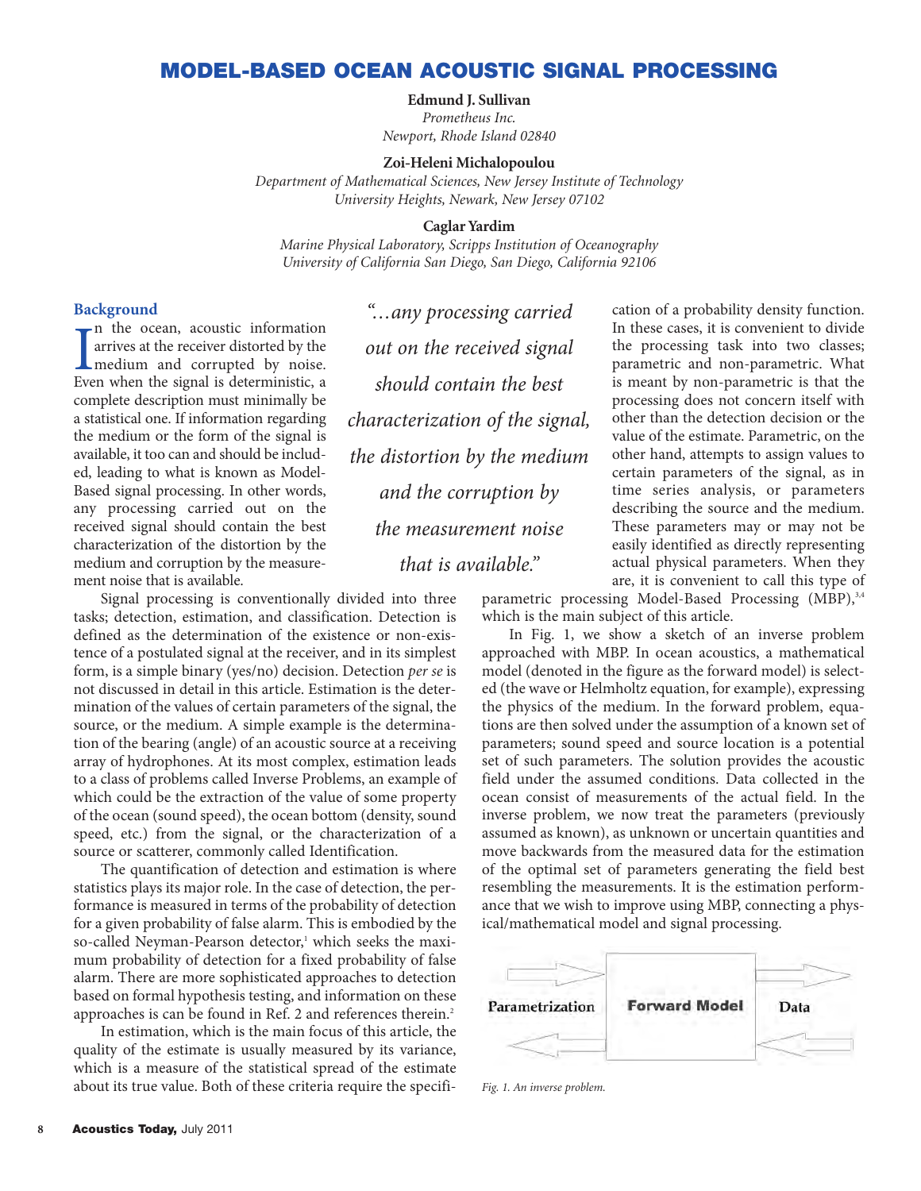# MODEL-BASED OCEAN ACOUSTIC SIGNAL PROCESSING

**Edmund J. Sullivan**
*Prometheus Inc.*
*Newport, Rhode Island 02840*

**Zoi-Heleni Michalopoulou**
*Department of Mathematical Sciences, New Jersey Institute of Technology*
*University Heights, Newark, New Jersey 07102*

**Caglar Yardim**
*Marine Physical Laboratory, Scripps Institution of Oceanography*
*University of California San Diego, San Diego, California 92106*

## Background

In the ocean, acoustic information arrives at the receiver distorted by the medium and corrupted by noise. Even when the signal is deterministic, a complete description must minimally be a statistical one. If information regarding the medium or the form of the signal is available, it too can and should be included, leading to what is known as Model-Based signal processing. In other words, any processing carried out on the received signal should contain the best characterization of the distortion by the medium and corruption by the measurement noise that is available.

> *"…any processing carried out on the received signal should contain the best characterization of the signal, the distortion by the medium and the corruption by the measurement noise that is available."*

Signal processing is conventionally divided into three tasks; detection, estimation, and classification. Detection is defined as the determination of the existence or non-existence of a postulated signal at the receiver, and in its simplest form, is a simple binary (yes/no) decision. Detection *per se* is not discussed in detail in this article. Estimation is the determination of the values of certain parameters of the signal, the source, or the medium. A simple example is the determination of the bearing (angle) of an acoustic source at a receiving array of hydrophones. At its most complex, estimation leads to a class of problems called Inverse Problems, an example of which could be the extraction of the value of some property of the ocean (sound speed), the ocean bottom (density, sound speed, etc.) from the signal, or the characterization of a source or scatterer, commonly called Identification.

The quantification of detection and estimation is where statistics plays its major role. In the case of detection, the performance is measured in terms of the probability of detection for a given probability of false alarm. This is embodied by the so-called Neyman-Pearson detector,[1] which seeks the maximum probability of detection for a fixed probability of false alarm. There are more sophisticated approaches to detection based on formal hypothesis testing, and information on these approaches is can be found in Ref. 2 and references therein.[2]

In estimation, which is the main focus of this article, the quality of the estimate is usually measured by its variance, which is a measure of the statistical spread of the estimate about its true value. Both of these criteria require the specification of a probability density function. In these cases, it is convenient to divide the processing task into two classes; parametric and non-parametric. What is meant by non-parametric is that the processing does not concern itself with other than the detection decision or the value of the estimate. Parametric, on the other hand, attempts to assign values to certain parameters of the signal, as in time series analysis, or parameters describing the source and the medium. These parameters may or may not be easily identified as directly representing actual physical parameters. When they are, it is convenient to call this type of parametric processing Model-Based Processing (MBP),[3,4] which is the main subject of this article.

In Fig. 1, we show a sketch of an inverse problem approached with MBP. In ocean acoustics, a mathematical model (denoted in the figure as the forward model) is selected (the wave or Helmholtz equation, for example), expressing the physics of the medium. In the forward problem, equations are then solved under the assumption of a known set of parameters; sound speed and source location is a potential set of such parameters. The solution provides the acoustic field under the assumed conditions. Data collected in the ocean consist of measurements of the actual field. In the inverse problem, we now treat the parameters (previously assumed as known), as unknown or uncertain quantities and move backwards from the measured data for the estimation of the optimal set of parameters generating the field best resembling the measurements. It is the estimation performance that we wish to improve using MBP, connecting a physical/mathematical model and signal processing.

Parametrization → Forward Model → Data

*Fig. 1. An inverse problem.*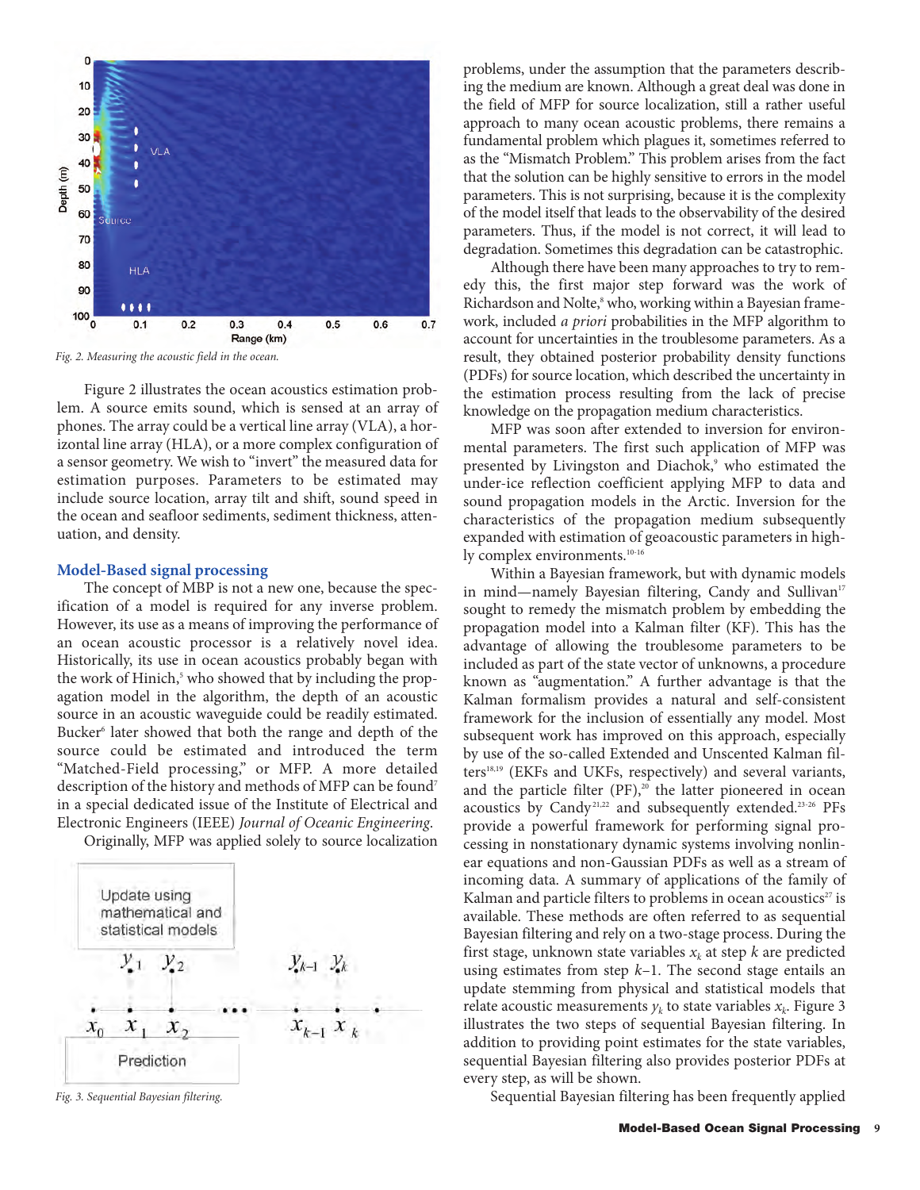0
10
20
30
40
50
60
70
80
90
100
Depth (m)
VLA
Source
HLA
0
0.1
0.2
0.3
0.4
0.5
0.6
0.7
Range (km)

*Fig. 2. Measuring the acoustic field in the ocean.*

Figure 2 illustrates the ocean acoustics estimation problem. A source emits sound, which is sensed at an array of phones. The array could be a vertical line array (VLA), a horizontal line array (HLA), or a more complex configuration of a sensor geometry. We wish to "invert" the measured data for estimation purposes. Parameters to be estimated may include source location, array tilt and shift, sound speed in the ocean and seafloor sediments, sediment thickness, attenuation, and density.

## Model-Based signal processing

The concept of MBP is not a new one, because the specification of a model is required for any inverse problem. However, its use as a means of improving the performance of an ocean acoustic processor is a relatively novel idea. Historically, its use in ocean acoustics probably began with the work of Hinich,[5] who showed that by including the propagation model in the algorithm, the depth of an acoustic source in an acoustic waveguide could be readily estimated. Bucker[6] later showed that both the range and depth of the source could be estimated and introduced the term "Matched-Field processing," or MFP. A more detailed description of the history and methods of MFP can be found[7] in a special dedicated issue of the Institute of Electrical and Electronic Engineers (IEEE) *Journal of Oceanic Engineering*.

Originally, MFP was applied solely to source localization problems, under the assumption that the parameters describing the medium are known. Although a great deal was done in the field of MFP for source localization, still a rather useful approach to many ocean acoustic problems, there remains a fundamental problem which plagues it, sometimes referred to as the "Mismatch Problem." This problem arises from the fact that the solution can be highly sensitive to errors in the model parameters. This is not surprising, because it is the complexity of the model itself that leads to the observability of the desired parameters. Thus, if the model is not correct, it will lead to degradation. Sometimes this degradation can be catastrophic.

Although there have been many approaches to try to remedy this, the first major step forward was the work of Richardson and Nolte,[8] who, working within a Bayesian framework, included *a priori* probabilities in the MFP algorithm to account for uncertainties in the troublesome parameters. As a result, they obtained posterior probability density functions (PDFs) for source location, which described the uncertainty in the estimation process resulting from the lack of precise knowledge on the propagation medium characteristics.

MFP was soon after extended to inversion for environmental parameters. The first such application of MFP was presented by Livingston and Diachok,[9] who estimated the under-ice reflection coefficient applying MFP to data and sound propagation models in the Arctic. Inversion for the characteristics of the propagation medium subsequently expanded with estimation of geoacoustic parameters in highly complex environments.[10-16]

Within a Bayesian framework, but with dynamic models in mind—namely Bayesian filtering, Candy and Sullivan[17] sought to remedy the mismatch problem by embedding the propagation model into a Kalman filter (KF). This has the advantage of allowing the troublesome parameters to be included as part of the state vector of unknowns, a procedure known as "augmentation." A further advantage is that the Kalman formalism provides a natural and self-consistent framework for the inclusion of essentially any model. Most subsequent work has improved on this approach, especially by use of the so-called Extended and Unscented Kalman filters[18,19] (EKFs and UKFs, respectively) and several variants, and the particle filter (PF),[20] the latter pioneered in ocean acoustics by Candy[21,22] and subsequently extended.[23-26] PFs provide a powerful framework for performing signal processing in nonstationary dynamic systems involving nonlinear equations and non-Gaussian PDFs as well as a stream of incoming data. A summary of applications of the family of Kalman and particle filters to problems in ocean acoustics[27] is available. These methods are often referred to as sequential Bayesian filtering and rely on a two-stage process. During the first stage, unknown state variables $x_k$ at step $k$ are predicted using estimates from step $k$–1. The second stage entails an update stemming from physical and statistical models that relate acoustic measurements $y_k$ to state variables $x_k$. Figure 3 illustrates the two steps of sequential Bayesian filtering. In addition to providing point estimates for the state variables, sequential Bayesian filtering also provides posterior PDFs at every step, as will be shown.

Update using mathematical and statistical models
$y_1$ $y_2$ $y_{k-1}$ $y_k$
$x_0$ $x_1$ $x_2$ $x_{k-1}$ $x_k$
Prediction

*Fig. 3. Sequential Bayesian filtering.*

Sequential Bayesian filtering has been frequently applied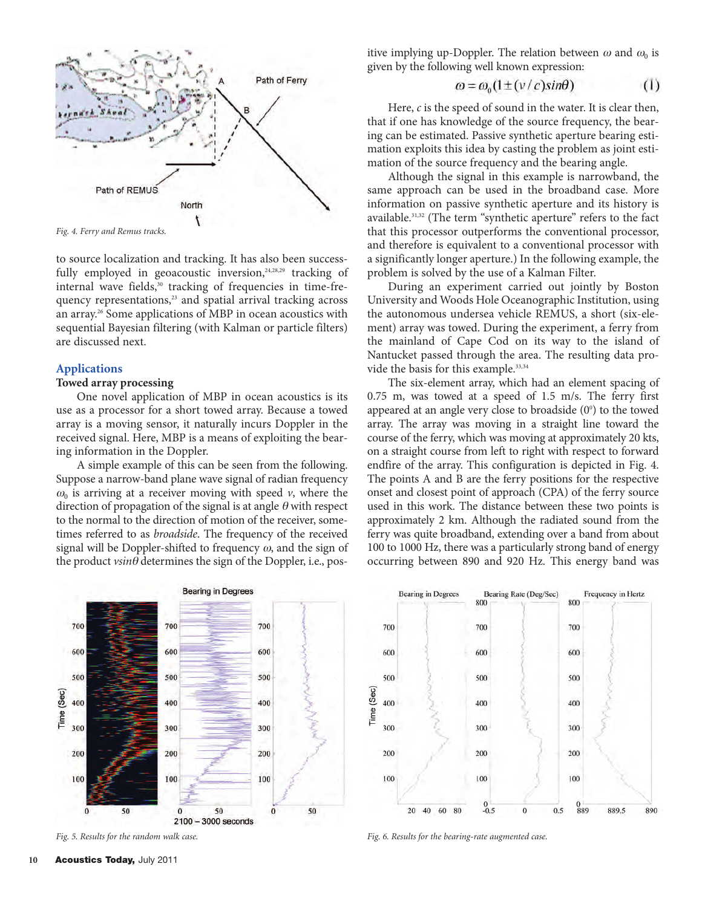Fig. 4. Ferry and Remus tracks.

to source localization and tracking. It has also been successfully employed in geoacoustic inversion,[24,28,29] tracking of internal wave fields,[30] tracking of frequencies in time-frequency representations,[23] and spatial arrival tracking across an array.[26] Some applications of MBP in ocean acoustics with sequential Bayesian filtering (with Kalman or particle filters) are discussed next.

## Applications

### Towed array processing

One novel application of MBP in ocean acoustics is its use as a processor for a short towed array. Because a towed array is a moving sensor, it naturally incurs Doppler in the received signal. Here, MBP is a means of exploiting the bearing information in the Doppler.

A simple example of this can be seen from the following. Suppose a narrow-band plane wave signal of radian frequency $\omega_0$ is arriving at a receiver moving with speed $v$, where the direction of propagation of the signal is at angle $\theta$ with respect to the normal to the direction of motion of the receiver, sometimes referred to as *broadside*. The frequency of the received signal will be Doppler-shifted to frequency $\omega$, and the sign of the product $v\sin\theta$ determines the sign of the Doppler, i.e., positive implying up-Doppler. The relation between $\omega$ and $\omega_0$ is given by the following well known expression:

$$\omega = \omega_0(1 \pm (v/c)\sin\theta) \tag{1}$$

Here, $c$ is the speed of sound in the water. It is clear then, that if one has knowledge of the source frequency, the bearing can be estimated. Passive synthetic aperture bearing estimation exploits this idea by casting the problem as joint estimation of the source frequency and the bearing angle.

Although the signal in this example is narrowband, the same approach can be used in the broadband case. More information on passive synthetic aperture and its history is available.[31,32] (The term "synthetic aperture" refers to the fact that this processor outperforms the conventional processor, and therefore is equivalent to a conventional processor with a significantly longer aperture.) In the following example, the problem is solved by the use of a Kalman Filter.

During an experiment carried out jointly by Boston University and Woods Hole Oceanographic Institution, using the autonomous undersea vehicle REMUS, a short (six-element) array was towed. During the experiment, a ferry from the mainland of Cape Cod on its way to the island of Nantucket passed through the area. The resulting data provide the basis for this example.[33,34]

The six-element array, which had an element spacing of 0.75 m, was towed at a speed of 1.5 m/s. The ferry first appeared at an angle very close to broadside ($0^0$) to the towed array. The array was moving in a straight line toward the course of the ferry, which was moving at approximately 20 kts, on a straight course from left to right with respect to forward endfire of the array. This configuration is depicted in Fig. 4. The points A and B are the ferry positions for the respective onset and closest point of approach (CPA) of the ferry source used in this work. The distance between these two points is approximately 2 km. Although the radiated sound from the ferry was quite broadband, extending over a band from about 100 to 1000 Hz, there was a particularly strong band of energy occurring between 890 and 920 Hz. This energy band was

Fig. 5. Results for the random walk case.

Fig. 6. Results for the bearing-rate augmented case.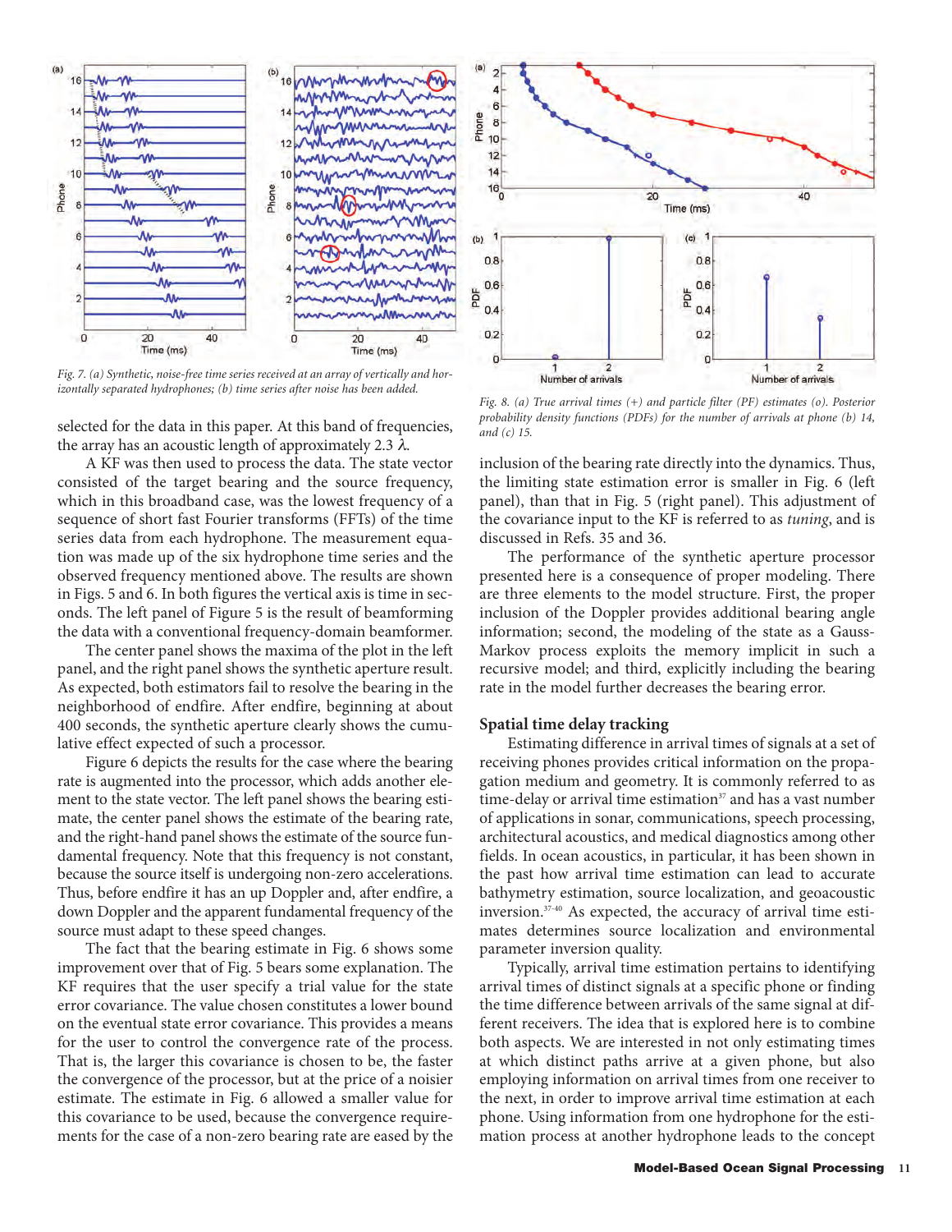(a)
16
14
12
10
Phone
8
6
4
2
0
20
40
Time (ms)

(b)
16
14
12
10
Phone
8
6
4
2
0
20
40
Time (ms)

*Fig. 7. (a) Synthetic, noise-free time series received at an array of vertically and horizontally separated hydrophones; (b) time series after noise has been added.*

(a)
2
4
6
8
10
12
14
16
Phone
0
20
40
Time (ms)

(b)
1
0.8
0.6
0.4
0.2
0
PDF
1
2
Number of arrivals

(c)
1
0.8
0.6
0.4
0.2
0
PDF
1
2
Number of arrivals

*Fig. 8. (a) True arrival times (+) and particle filter (PF) estimates (o). Posterior probability density functions (PDFs) for the number of arrivals at phone (b) 14, and (c) 15.*

selected for the data in this paper. At this band of frequencies, the array has an acoustic length of approximately 2.3 λ.

A KF was then used to process the data. The state vector consisted of the target bearing and the source frequency, which in this broadband case, was the lowest frequency of a sequence of short fast Fourier transforms (FFTs) of the time series data from each hydrophone. The measurement equation was made up of the six hydrophone time series and the observed frequency mentioned above. The results are shown in Figs. 5 and 6. In both figures the vertical axis is time in seconds. The left panel of Figure 5 is the result of beamforming the data with a conventional frequency-domain beamformer.

The center panel shows the maxima of the plot in the left panel, and the right panel shows the synthetic aperture result. As expected, both estimators fail to resolve the bearing in the neighborhood of endfire. After endfire, beginning at about 400 seconds, the synthetic aperture clearly shows the cumulative effect expected of such a processor.

Figure 6 depicts the results for the case where the bearing rate is augmented into the processor, which adds another element to the state vector. The left panel shows the bearing estimate, the center panel shows the estimate of the bearing rate, and the right-hand panel shows the estimate of the source fundamental frequency. Note that this frequency is not constant, because the source itself is undergoing non-zero accelerations. Thus, before endfire it has an up Doppler and, after endfire, a down Doppler and the apparent fundamental frequency of the source must adapt to these speed changes.

The fact that the bearing estimate in Fig. 6 shows some improvement over that of Fig. 5 bears some explanation. The KF requires that the user specify a trial value for the state error covariance. The value chosen constitutes a lower bound on the eventual state error covariance. This provides a means for the user to control the convergence rate of the process. That is, the larger this covariance is chosen to be, the faster the convergence of the processor, but at the price of a noisier estimate. The estimate in Fig. 6 allowed a smaller value for this covariance to be used, because the convergence requirements for the case of a non-zero bearing rate are eased by the inclusion of the bearing rate directly into the dynamics. Thus, the limiting state estimation error is smaller in Fig. 6 (left panel), than that in Fig. 5 (right panel). This adjustment of the covariance input to the KF is referred to as *tuning*, and is discussed in Refs. 35 and 36.

The performance of the synthetic aperture processor presented here is a consequence of proper modeling. There are three elements to the model structure. First, the proper inclusion of the Doppler provides additional bearing angle information; second, the modeling of the state as a Gauss-Markov process exploits the memory implicit in such a recursive model; and third, explicitly including the bearing rate in the model further decreases the bearing error.

## Spatial time delay tracking

Estimating difference in arrival times of signals at a set of receiving phones provides critical information on the propagation medium and geometry. It is commonly referred to as time-delay or arrival time estimation[37] and has a vast number of applications in sonar, communications, speech processing, architectural acoustics, and medical diagnostics among other fields. In ocean acoustics, in particular, it has been shown in the past how arrival time estimation can lead to accurate bathymetry estimation, source localization, and geoacoustic inversion.[37-40] As expected, the accuracy of arrival time estimates determines source localization and environmental parameter inversion quality.

Typically, arrival time estimation pertains to identifying arrival times of distinct signals at a specific phone or finding the time difference between arrivals of the same signal at different receivers. The idea that is explored here is to combine both aspects. We are interested in not only estimating times at which distinct paths arrive at a given phone, but also employing information on arrival times from one receiver to the next, in order to improve arrival time estimation at each phone. Using information from one hydrophone for the estimation process at another hydrophone leads to the concept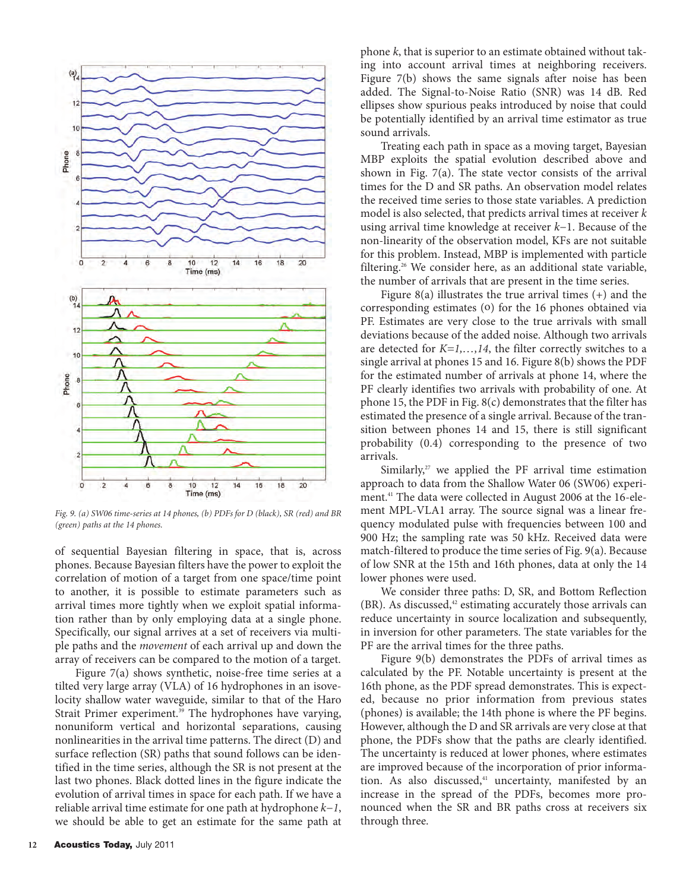Fig. 9. (a) SW06 time-series at 14 phones, (b) PDFs for D (black), SR (red) and BR (green) paths at the 14 phones.

of sequential Bayesian filtering in space, that is, across phones. Because Bayesian filters have the power to exploit the correlation of motion of a target from one space/time point to another, it is possible to estimate parameters such as arrival times more tightly when we exploit spatial information rather than by only employing data at a single phone. Specifically, our signal arrives at a set of receivers via multiple paths and the *movement* of each arrival up and down the array of receivers can be compared to the motion of a target.

Figure 7(a) shows synthetic, noise-free time series at a tilted very large array (VLA) of 16 hydrophones in an isovelocity shallow water waveguide, similar to that of the Haro Strait Primer experiment.[39] The hydrophones have varying, nonuniform vertical and horizontal separations, causing nonlinearities in the arrival time patterns. The direct (D) and surface reflection (SR) paths that sound follows can be identified in the time series, although the SR is not present at the last two phones. Black dotted lines in the figure indicate the evolution of arrival times in space for each path. If we have a reliable arrival time estimate for one path at hydrophone *k–1*, we should be able to get an estimate for the same path at phone *k*, that is superior to an estimate obtained without taking into account arrival times at neighboring receivers. Figure 7(b) shows the same signals after noise has been added. The Signal-to-Noise Ratio (SNR) was 14 dB. Red ellipses show spurious peaks introduced by noise that could be potentially identified by an arrival time estimator as true sound arrivals.

Treating each path in space as a moving target, Bayesian MBP exploits the spatial evolution described above and shown in Fig. 7(a). The state vector consists of the arrival times for the D and SR paths. An observation model relates the received time series to those state variables. A prediction model is also selected, that predicts arrival times at receiver *k* using arrival time knowledge at receiver *k*–1. Because of the non-linearity of the observation model, KFs are not suitable for this problem. Instead, MBP is implemented with particle filtering.[26] We consider here, as an additional state variable, the number of arrivals that are present in the time series.

Figure 8(a) illustrates the true arrival times (+) and the corresponding estimates (o) for the 16 phones obtained via PF. Estimates are very close to the true arrivals with small deviations because of the added noise. Although two arrivals are detected for *K=1,…,14*, the filter correctly switches to a single arrival at phones 15 and 16. Figure 8(b) shows the PDF for the estimated number of arrivals at phone 14, where the PF clearly identifies two arrivals with probability of one. At phone 15, the PDF in Fig. 8(c) demonstrates that the filter has estimated the presence of a single arrival. Because of the transition between phones 14 and 15, there is still significant probability (0.4) corresponding to the presence of two arrivals.

Similarly,[27] we applied the PF arrival time estimation approach to data from the Shallow Water 06 (SW06) experiment.[41] The data were collected in August 2006 at the 16-element MPL-VLA1 array. The source signal was a linear frequency modulated pulse with frequencies between 100 and 900 Hz; the sampling rate was 50 kHz. Received data were match-filtered to produce the time series of Fig. 9(a). Because of low SNR at the 15th and 16th phones, data at only the 14 lower phones were used.

We consider three paths: D, SR, and Bottom Reflection (BR). As discussed,[42] estimating accurately those arrivals can reduce uncertainty in source localization and subsequently, in inversion for other parameters. The state variables for the PF are the arrival times for the three paths.

Figure 9(b) demonstrates the PDFs of arrival times as calculated by the PF. Notable uncertainty is present at the 16th phone, as the PDF spread demonstrates. This is expected, because no prior information from previous states (phones) is available; the 14th phone is where the PF begins. However, although the D and SR arrivals are very close at that phone, the PDFs show that the paths are clearly identified. The uncertainty is reduced at lower phones, where estimates are improved because of the incorporation of prior information. As also discussed,[41] uncertainty, manifested by an increase in the spread of the PDFs, becomes more pronounced when the SR and BR paths cross at receivers six through three.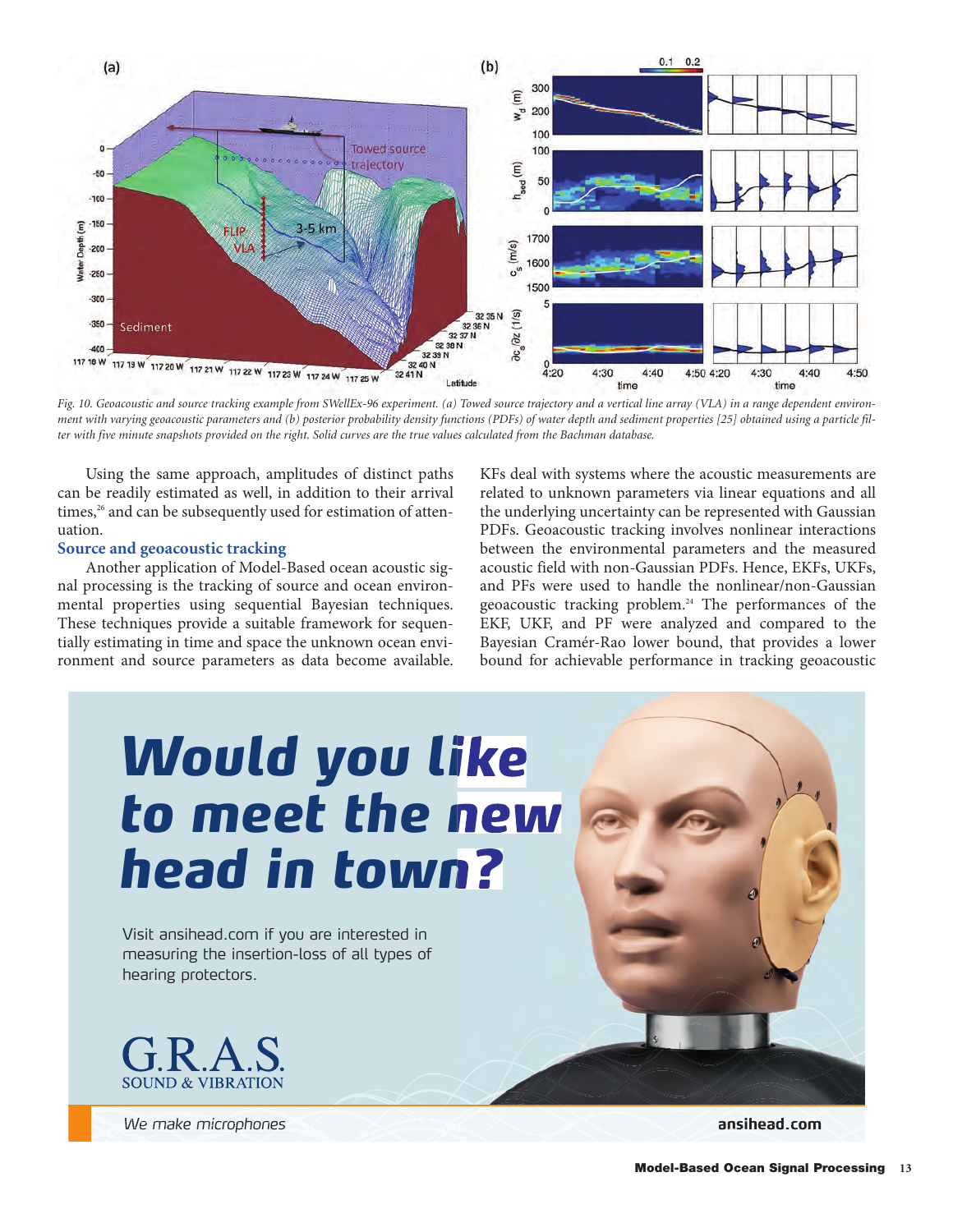Fig. 10. Geoacoustic and source tracking example from SWellEx-96 experiment. (a) Towed source trajectory and a vertical line array (VLA) in a range dependent environment with varying geoacoustic parameters and (b) posterior probability density functions (PDFs) of water depth and sediment properties [25] obtained using a particle filter with five minute snapshots provided on the right. Solid curves are the true values calculated from the Bachman database.

Using the same approach, amplitudes of distinct paths can be readily estimated as well, in addition to their arrival times,[26] and can be subsequently used for estimation of attenuation.

### Source and geoacoustic tracking

Another application of Model-Based ocean acoustic signal processing is the tracking of source and ocean environmental properties using sequential Bayesian techniques. These techniques provide a suitable framework for sequentially estimating in time and space the unknown ocean environment and source parameters as data become available. KFs deal with systems where the acoustic measurements are related to unknown parameters via linear equations and all the underlying uncertainty can be represented with Gaussian PDFs. Geoacoustic tracking involves nonlinear interactions between the environmental parameters and the measured acoustic field with non-Gaussian PDFs. Hence, EKFs, UKFs, and PFs were used to handle the nonlinear/non-Gaussian geoacoustic tracking problem.[24] The performances of the EKF, UKF, and PF were analyzed and compared to the Bayesian Cramér-Rao lower bound, that provides a lower bound for achievable performance in tracking geoacoustic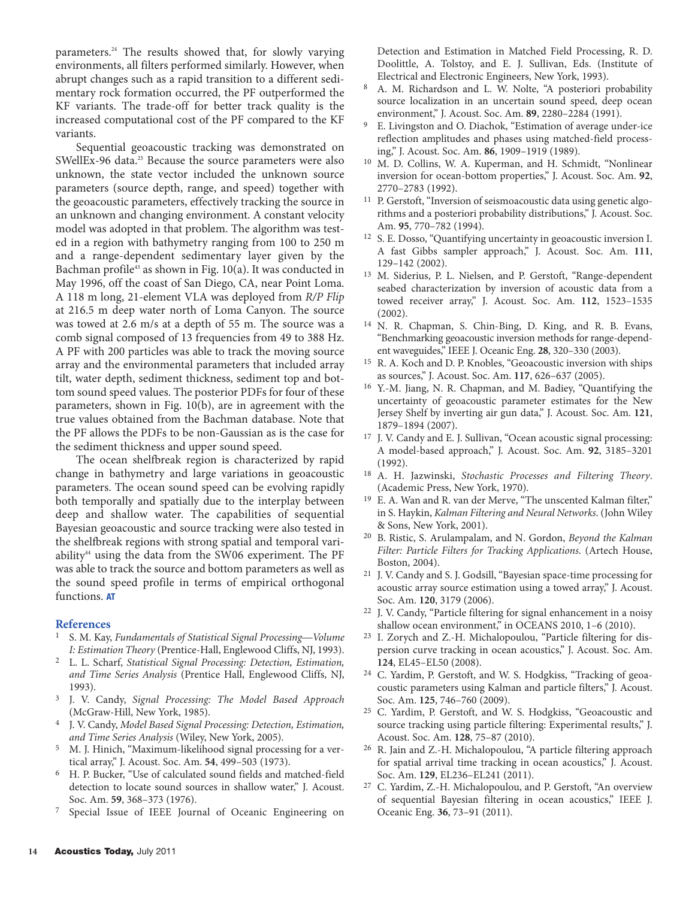parameters.[24] The results showed that, for slowly varying environments, all filters performed similarly. However, when abrupt changes such as a rapid transition to a different sedimentary rock formation occurred, the PF outperformed the KF variants. The trade-off for better track quality is the increased computational cost of the PF compared to the KF variants.

Sequential geoacoustic tracking was demonstrated on SWellEx-96 data.[25] Because the source parameters were also unknown, the state vector included the unknown source parameters (source depth, range, and speed) together with the geoacoustic parameters, effectively tracking the source in an unknown and changing environment. A constant velocity model was adopted in that problem. The algorithm was tested in a region with bathymetry ranging from 100 to 250 m and a range-dependent sedimentary layer given by the Bachman profile[43] as shown in Fig. 10(a). It was conducted in May 1996, off the coast of San Diego, CA, near Point Loma. A 118 m long, 21-element VLA was deployed from *R/P Flip* at 216.5 m deep water north of Loma Canyon. The source was towed at 2.6 m/s at a depth of 55 m. The source was a comb signal composed of 13 frequencies from 49 to 388 Hz. A PF with 200 particles was able to track the moving source array and the environmental parameters that included array tilt, water depth, sediment thickness, sediment top and bottom sound speed values. The posterior PDFs for four of these parameters, shown in Fig. 10(b), are in agreement with the true values obtained from the Bachman database. Note that the PF allows the PDFs to be non-Gaussian as is the case for the sediment thickness and upper sound speed.

The ocean shelfbreak region is characterized by rapid change in bathymetry and large variations in geoacoustic parameters. The ocean sound speed can be evolving rapidly both temporally and spatially due to the interplay between deep and shallow water. The capabilities of sequential Bayesian geoacoustic and source tracking were also tested in the shelfbreak regions with strong spatial and temporal variability[44] using the data from the SW06 experiment. The PF was able to track the source and bottom parameters as well as the sound speed profile in terms of empirical orthogonal functions. **AT**

## References

1. S. M. Kay, *Fundamentals of Statistical Signal Processing—Volume I: Estimation Theory* (Prentice-Hall, Englewood Cliffs, NJ, 1993).
2. L. L. Scharf, *Statistical Signal Processing: Detection, Estimation, and Time Series Analysis* (Prentice Hall, Englewood Cliffs, NJ, 1993).
3. J. V. Candy, *Signal Processing: The Model Based Approach* (McGraw-Hill, New York, 1985).
4. J. V. Candy, *Model Based Signal Processing: Detection, Estimation, and Time Series Analysis* (Wiley, New York, 2005).
5. M. J. Hinich, "Maximum-likelihood signal processing for a vertical array," J. Acoust. Soc. Am. **54**, 499–503 (1973).
6. H. P. Bucker, "Use of calculated sound fields and matched-field detection to locate sound sources in shallow water," J. Acoust. Soc. Am. **59**, 368–373 (1976).
7. Special Issue of IEEE Journal of Oceanic Engineering on Detection and Estimation in Matched Field Processing, R. D. Doolittle, A. Tolstoy, and E. J. Sullivan, Eds. (Institute of Electrical and Electronic Engineers, New York, 1993).
8. A. M. Richardson and L. W. Nolte, "A posteriori probability source localization in an uncertain sound speed, deep ocean environment," J. Acoust. Soc. Am. **89**, 2280–2284 (1991).
9. E. Livingston and O. Diachok, "Estimation of average under-ice reflection amplitudes and phases using matched-field processing," J. Acoust. Soc. Am. **86**, 1909–1919 (1989).
10. M. D. Collins, W. A. Kuperman, and H. Schmidt, "Nonlinear inversion for ocean-bottom properties," J. Acoust. Soc. Am. **92**, 2770–2783 (1992).
11. P. Gerstoft, "Inversion of seismoacoustic data using genetic algorithms and a posteriori probability distributions," J. Acoust. Soc. Am. **95**, 770–782 (1994).
12. S. E. Dosso, "Quantifying uncertainty in geoacoustic inversion I. A fast Gibbs sampler approach," J. Acoust. Soc. Am. **111**, 129–142 (2002).
13. M. Siderius, P. L. Nielsen, and P. Gerstoft, "Range-dependent seabed characterization by inversion of acoustic data from a towed receiver array," J. Acoust. Soc. Am. **112**, 1523–1535 (2002).
14. N. R. Chapman, S. Chin-Bing, D. King, and R. B. Evans, "Benchmarking geoacoustic inversion methods for range-dependent waveguides," IEEE J. Oceanic Eng. **28**, 320–330 (2003).
15. R. A. Koch and D. P. Knobles, "Geoacoustic inversion with ships as sources," J. Acoust. Soc. Am. **117**, 626–637 (2005).
16. Y.-M. Jiang, N. R. Chapman, and M. Badiey, "Quantifying the uncertainty of geoacoustic parameter estimates for the New Jersey Shelf by inverting air gun data," J. Acoust. Soc. Am. **121**, 1879–1894 (2007).
17. J. V. Candy and E. J. Sullivan, "Ocean acoustic signal processing: A model-based approach," J. Acoust. Soc. Am. **92**, 3185–3201 (1992).
18. A. H. Jazwinski, *Stochastic Processes and Filtering Theory*. (Academic Press, New York, 1970).
19. E. A. Wan and R. van der Merve, "The unscented Kalman filter," in S. Haykin, *Kalman Filtering and Neural Networks*. (John Wiley & Sons, New York, 2001).
20. B. Ristic, S. Arulampalam, and N. Gordon, *Beyond the Kalman Filter: Particle Filters for Tracking Applications*. (Artech House, Boston, 2004).
21. J. V. Candy and S. J. Godsill, "Bayesian space-time processing for acoustic array source estimation using a towed array," J. Acoust. Soc. Am. **120**, 3179 (2006).
22. J. V. Candy, "Particle filtering for signal enhancement in a noisy shallow ocean environment," in OCEANS 2010, 1–6 (2010).
23. I. Zorych and Z.-H. Michalopoulou, "Particle filtering for dispersion curve tracking in ocean acoustics," J. Acoust. Soc. Am. **124**, EL45–EL50 (2008).
24. C. Yardim, P. Gerstoft, and W. S. Hodgkiss, "Tracking of geoacoustic parameters using Kalman and particle filters," J. Acoust. Soc. Am. **125**, 746–760 (2009).
25. C. Yardim, P. Gerstoft, and W. S. Hodgkiss, "Geoacoustic and source tracking using particle filtering: Experimental results," J. Acoust. Soc. Am. **128**, 75–87 (2010).
26. R. Jain and Z.-H. Michalopoulou, "A particle filtering approach for spatial arrival time tracking in ocean acoustics," J. Acoust. Soc. Am. **129**, EL236–EL241 (2011).
27. C. Yardim, Z.-H. Michalopoulou, and P. Gerstoft, "An overview of sequential Bayesian filtering in ocean acoustics," IEEE J. Oceanic Eng. **36**, 73–91 (2011).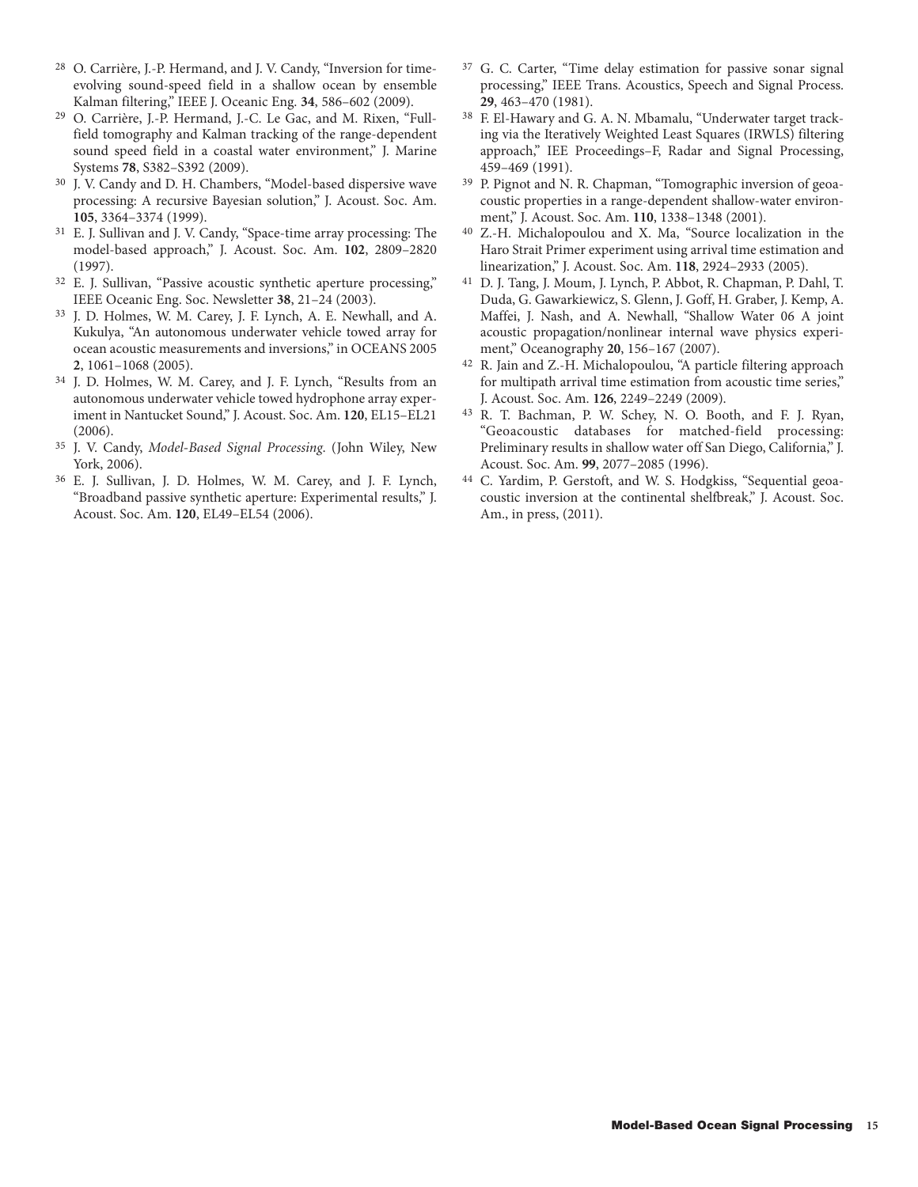28 O. Carrière, J.-P. Hermand, and J. V. Candy, "Inversion for time-evolving sound-speed field in a shallow ocean by ensemble Kalman filtering," IEEE J. Oceanic Eng. **34**, 586–602 (2009).

29 O. Carrière, J.-P. Hermand, J.-C. Le Gac, and M. Rixen, "Full-field tomography and Kalman tracking of the range-dependent sound speed field in a coastal water environment," J. Marine Systems **78**, S382–S392 (2009).

30 J. V. Candy and D. H. Chambers, "Model-based dispersive wave processing: A recursive Bayesian solution," J. Acoust. Soc. Am. **105**, 3364–3374 (1999).

31 E. J. Sullivan and J. V. Candy, "Space-time array processing: The model-based approach," J. Acoust. Soc. Am. **102**, 2809–2820 (1997).

32 E. J. Sullivan, "Passive acoustic synthetic aperture processing," IEEE Oceanic Eng. Soc. Newsletter **38**, 21–24 (2003).

33 J. D. Holmes, W. M. Carey, J. F. Lynch, A. E. Newhall, and A. Kukulya, "An autonomous underwater vehicle towed array for ocean acoustic measurements and inversions," in OCEANS 2005 **2**, 1061–1068 (2005).

34 J. D. Holmes, W. M. Carey, and J. F. Lynch, "Results from an autonomous underwater vehicle towed hydrophone array experiment in Nantucket Sound," J. Acoust. Soc. Am. **120**, EL15–EL21 (2006).

35 J. V. Candy, *Model-Based Signal Processing*. (John Wiley, New York, 2006).

36 E. J. Sullivan, J. D. Holmes, W. M. Carey, and J. F. Lynch, "Broadband passive synthetic aperture: Experimental results," J. Acoust. Soc. Am. **120**, EL49–EL54 (2006).

37 G. C. Carter, "Time delay estimation for passive sonar signal processing," IEEE Trans. Acoustics, Speech and Signal Process. **29**, 463–470 (1981).

38 F. El-Hawary and G. A. N. Mbamalu, "Underwater target tracking via the Iteratively Weighted Least Squares (IRWLS) filtering approach," IEE Proceedings–F, Radar and Signal Processing, 459–469 (1991).

39 P. Pignot and N. R. Chapman, "Tomographic inversion of geoacoustic properties in a range-dependent shallow-water environment," J. Acoust. Soc. Am. **110**, 1338–1348 (2001).

40 Z.-H. Michalopoulou and X. Ma, "Source localization in the Haro Strait Primer experiment using arrival time estimation and linearization," J. Acoust. Soc. Am. **118**, 2924–2933 (2005).

41 D. J. Tang, J. Moum, J. Lynch, P. Abbot, R. Chapman, P. Dahl, T. Duda, G. Gawarkiewicz, S. Glenn, J. Goff, H. Graber, J. Kemp, A. Maffei, J. Nash, and A. Newhall, "Shallow Water 06 A joint acoustic propagation/nonlinear internal wave physics experiment," Oceanography **20**, 156–167 (2007).

42 R. Jain and Z.-H. Michalopoulou, "A particle filtering approach for multipath arrival time estimation from acoustic time series," J. Acoust. Soc. Am. **126**, 2249–2249 (2009).

43 R. T. Bachman, P. W. Schey, N. O. Booth, and F. J. Ryan, "Geoacoustic databases for matched-field processing: Preliminary results in shallow water off San Diego, California," J. Acoust. Soc. Am. **99**, 2077–2085 (1996).

44 C. Yardim, P. Gerstoft, and W. S. Hodgkiss, "Sequential geoacoustic inversion at the continental shelfbreak," J. Acoust. Soc. Am., in press, (2011).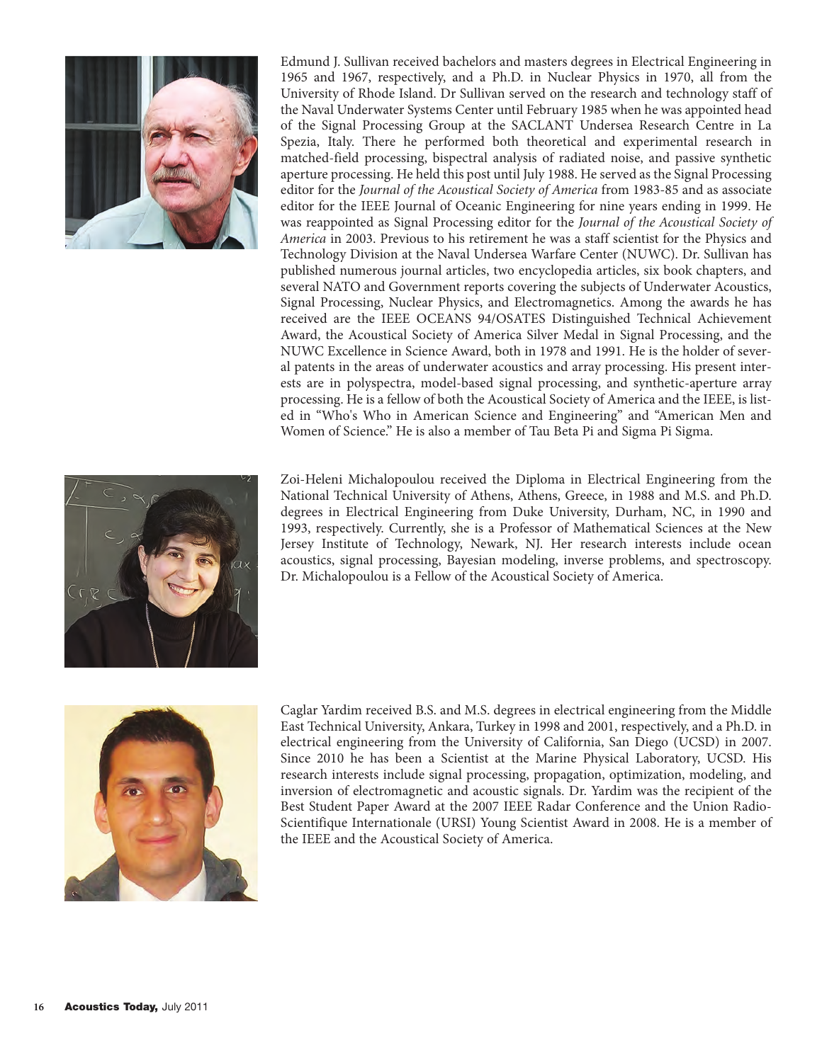Edmund J. Sullivan received bachelors and masters degrees in Electrical Engineering in 1965 and 1967, respectively, and a Ph.D. in Nuclear Physics in 1970, all from the University of Rhode Island. Dr Sullivan served on the research and technology staff of the Naval Underwater Systems Center until February 1985 when he was appointed head of the Signal Processing Group at the SACLANT Undersea Research Centre in La Spezia, Italy. There he performed both theoretical and experimental research in matched-field processing, bispectral analysis of radiated noise, and passive synthetic aperture processing. He held this post until July 1988. He served as the Signal Processing editor for the *Journal of the Acoustical Society of America* from 1983-85 and as associate editor for the IEEE Journal of Oceanic Engineering for nine years ending in 1999. He was reappointed as Signal Processing editor for the *Journal of the Acoustical Society of America* in 2003. Previous to his retirement he was a staff scientist for the Physics and Technology Division at the Naval Undersea Warfare Center (NUWC). Dr. Sullivan has published numerous journal articles, two encyclopedia articles, six book chapters, and several NATO and Government reports covering the subjects of Underwater Acoustics, Signal Processing, Nuclear Physics, and Electromagnetics. Among the awards he has received are the IEEE OCEANS 94/OSATES Distinguished Technical Achievement Award, the Acoustical Society of America Silver Medal in Signal Processing, and the NUWC Excellence in Science Award, both in 1978 and 1991. He is the holder of several patents in the areas of underwater acoustics and array processing. His present interests are in polyspectra, model-based signal processing, and synthetic-aperture array processing. He is a fellow of both the Acoustical Society of America and the IEEE, is listed in "Who's Who in American Science and Engineering" and "American Men and Women of Science." He is also a member of Tau Beta Pi and Sigma Pi Sigma.

Zoi-Heleni Michalopoulou received the Diploma in Electrical Engineering from the National Technical University of Athens, Athens, Greece, in 1988 and M.S. and Ph.D. degrees in Electrical Engineering from Duke University, Durham, NC, in 1990 and 1993, respectively. Currently, she is a Professor of Mathematical Sciences at the New Jersey Institute of Technology, Newark, NJ. Her research interests include ocean acoustics, signal processing, Bayesian modeling, inverse problems, and spectroscopy. Dr. Michalopoulou is a Fellow of the Acoustical Society of America.

Caglar Yardim received B.S. and M.S. degrees in electrical engineering from the Middle East Technical University, Ankara, Turkey in 1998 and 2001, respectively, and a Ph.D. in electrical engineering from the University of California, San Diego (UCSD) in 2007. Since 2010 he has been a Scientist at the Marine Physical Laboratory, UCSD. His research interests include signal processing, propagation, optimization, modeling, and inversion of electromagnetic and acoustic signals. Dr. Yardim was the recipient of the Best Student Paper Award at the 2007 IEEE Radar Conference and the Union Radio-Scientifique Internationale (URSI) Young Scientist Award in 2008. He is a member of the IEEE and the Acoustical Society of America.